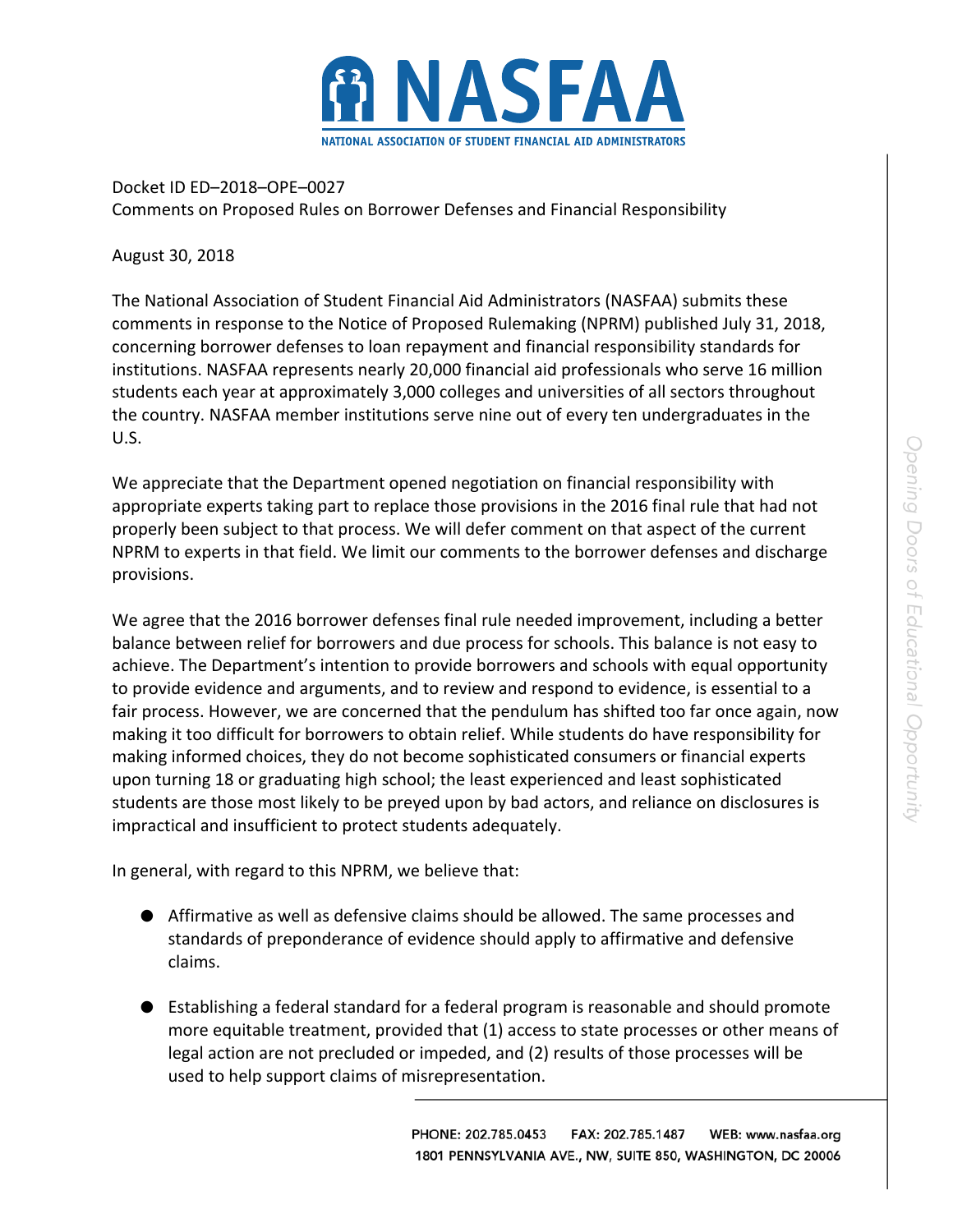# NASFAA

NATIONAL ASSOCIATION OF STUDENT FINANCIAL AID ADMINISTRATORS

Docket ID ED–2018–OPE–0027
Comments on Proposed Rules on Borrower Defenses and Financial Responsibility

August 30, 2018

The National Association of Student Financial Aid Administrators (NASFAA) submits these comments in response to the Notice of Proposed Rulemaking (NPRM) published July 31, 2018, concerning borrower defenses to loan repayment and financial responsibility standards for institutions. NASFAA represents nearly 20,000 financial aid professionals who serve 16 million students each year at approximately 3,000 colleges and universities of all sectors throughout the country. NASFAA member institutions serve nine out of every ten undergraduates in the U.S.

We appreciate that the Department opened negotiation on financial responsibility with appropriate experts taking part to replace those provisions in the 2016 final rule that had not properly been subject to that process. We will defer comment on that aspect of the current NPRM to experts in that field. We limit our comments to the borrower defenses and discharge provisions.

We agree that the 2016 borrower defenses final rule needed improvement, including a better balance between relief for borrowers and due process for schools. This balance is not easy to achieve. The Department's intention to provide borrowers and schools with equal opportunity to provide evidence and arguments, and to review and respond to evidence, is essential to a fair process. However, we are concerned that the pendulum has shifted too far once again, now making it too difficult for borrowers to obtain relief. While students do have responsibility for making informed choices, they do not become sophisticated consumers or financial experts upon turning 18 or graduating high school; the least experienced and least sophisticated students are those most likely to be preyed upon by bad actors, and reliance on disclosures is impractical and insufficient to protect students adequately.

In general, with regard to this NPRM, we believe that:

- Affirmative as well as defensive claims should be allowed. The same processes and standards of preponderance of evidence should apply to affirmative and defensive claims.
- Establishing a federal standard for a federal program is reasonable and should promote more equitable treatment, provided that (1) access to state processes or other means of legal action are not precluded or impeded, and (2) results of those processes will be used to help support claims of misrepresentation.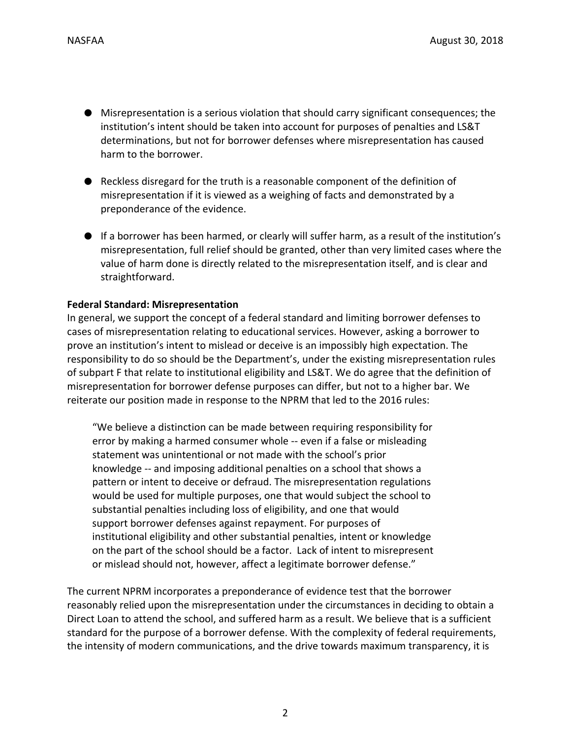- Misrepresentation is a serious violation that should carry significant consequences; the institution's intent should be taken into account for purposes of penalties and LS&T determinations, but not for borrower defenses where misrepresentation has caused harm to the borrower.
- Reckless disregard for the truth is a reasonable component of the definition of misrepresentation if it is viewed as a weighing of facts and demonstrated by a preponderance of the evidence.
- If a borrower has been harmed, or clearly will suffer harm, as a result of the institution's misrepresentation, full relief should be granted, other than very limited cases where the value of harm done is directly related to the misrepresentation itself, and is clear and straightforward.

**Federal Standard: Misrepresentation**

In general, we support the concept of a federal standard and limiting borrower defenses to cases of misrepresentation relating to educational services. However, asking a borrower to prove an institution's intent to mislead or deceive is an impossibly high expectation. The responsibility to do so should be the Department's, under the existing misrepresentation rules of subpart F that relate to institutional eligibility and LS&T. We do agree that the definition of misrepresentation for borrower defense purposes can differ, but not to a higher bar. We reiterate our position made in response to the NPRM that led to the 2016 rules:

> "We believe a distinction can be made between requiring responsibility for error by making a harmed consumer whole -- even if a false or misleading statement was unintentional or not made with the school's prior knowledge -- and imposing additional penalties on a school that shows a pattern or intent to deceive or defraud. The misrepresentation regulations would be used for multiple purposes, one that would subject the school to substantial penalties including loss of eligibility, and one that would support borrower defenses against repayment. For purposes of institutional eligibility and other substantial penalties, intent or knowledge on the part of the school should be a factor. Lack of intent to misrepresent or mislead should not, however, affect a legitimate borrower defense."

The current NPRM incorporates a preponderance of evidence test that the borrower reasonably relied upon the misrepresentation under the circumstances in deciding to obtain a Direct Loan to attend the school, and suffered harm as a result. We believe that is a sufficient standard for the purpose of a borrower defense. With the complexity of federal requirements, the intensity of modern communications, and the drive towards maximum transparency, it is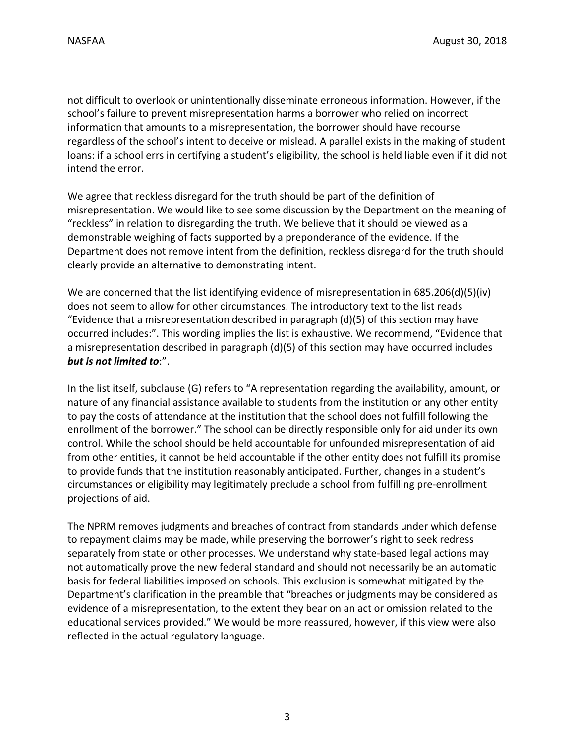not difficult to overlook or unintentionally disseminate erroneous information. However, if the school's failure to prevent misrepresentation harms a borrower who relied on incorrect information that amounts to a misrepresentation, the borrower should have recourse regardless of the school's intent to deceive or mislead. A parallel exists in the making of student loans: if a school errs in certifying a student's eligibility, the school is held liable even if it did not intend the error.

We agree that reckless disregard for the truth should be part of the definition of misrepresentation. We would like to see some discussion by the Department on the meaning of "reckless" in relation to disregarding the truth. We believe that it should be viewed as a demonstrable weighing of facts supported by a preponderance of the evidence. If the Department does not remove intent from the definition, reckless disregard for the truth should clearly provide an alternative to demonstrating intent.

We are concerned that the list identifying evidence of misrepresentation in 685.206(d)(5)(iv) does not seem to allow for other circumstances. The introductory text to the list reads "Evidence that a misrepresentation described in paragraph (d)(5) of this section may have occurred includes:". This wording implies the list is exhaustive. We recommend, "Evidence that a misrepresentation described in paragraph (d)(5) of this section may have occurred includes ***but is not limited to***:".

In the list itself, subclause (G) refers to "A representation regarding the availability, amount, or nature of any financial assistance available to students from the institution or any other entity to pay the costs of attendance at the institution that the school does not fulfill following the enrollment of the borrower." The school can be directly responsible only for aid under its own control. While the school should be held accountable for unfounded misrepresentation of aid from other entities, it cannot be held accountable if the other entity does not fulfill its promise to provide funds that the institution reasonably anticipated. Further, changes in a student's circumstances or eligibility may legitimately preclude a school from fulfilling pre-enrollment projections of aid.

The NPRM removes judgments and breaches of contract from standards under which defense to repayment claims may be made, while preserving the borrower's right to seek redress separately from state or other processes. We understand why state-based legal actions may not automatically prove the new federal standard and should not necessarily be an automatic basis for federal liabilities imposed on schools. This exclusion is somewhat mitigated by the Department's clarification in the preamble that "breaches or judgments may be considered as evidence of a misrepresentation, to the extent they bear on an act or omission related to the educational services provided." We would be more reassured, however, if this view were also reflected in the actual regulatory language.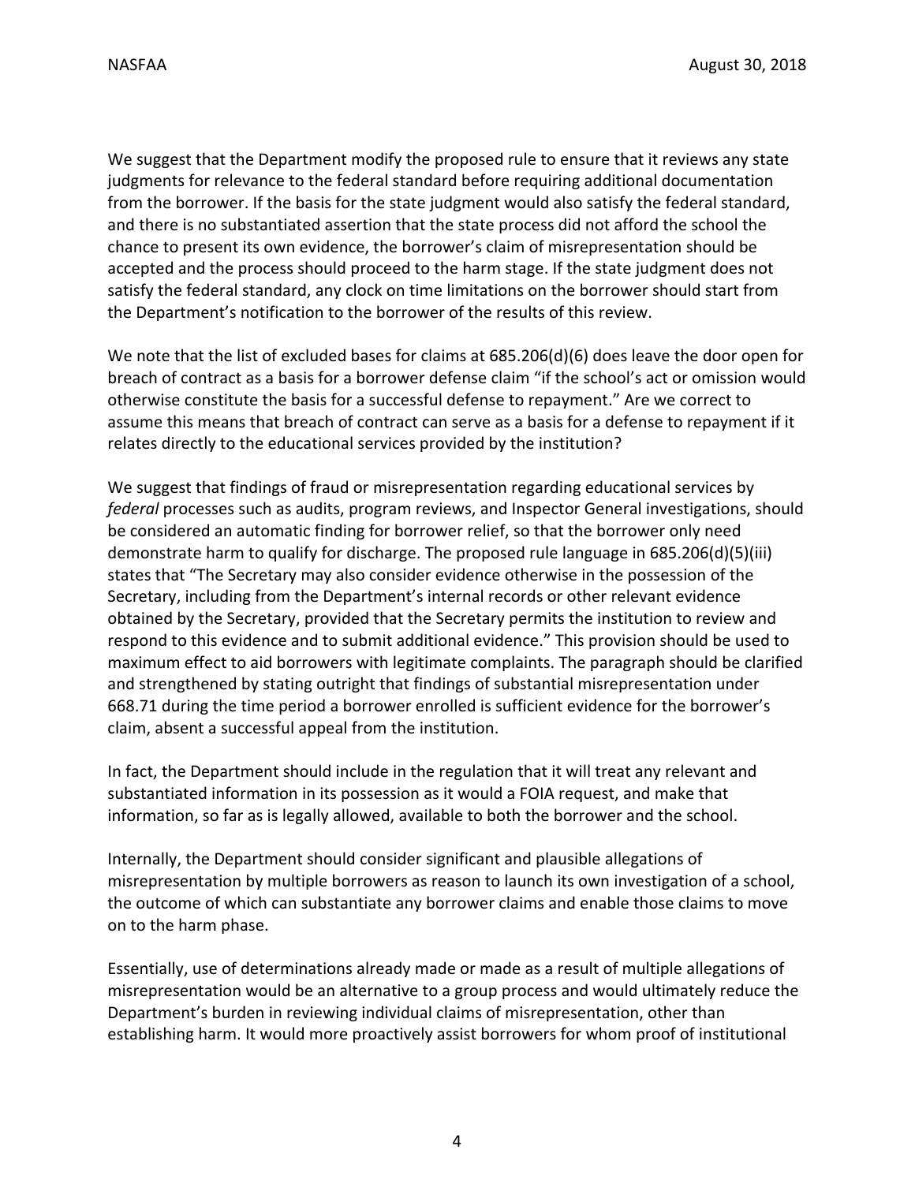We suggest that the Department modify the proposed rule to ensure that it reviews any state judgments for relevance to the federal standard before requiring additional documentation from the borrower. If the basis for the state judgment would also satisfy the federal standard, and there is no substantiated assertion that the state process did not afford the school the chance to present its own evidence, the borrower's claim of misrepresentation should be accepted and the process should proceed to the harm stage. If the state judgment does not satisfy the federal standard, any clock on time limitations on the borrower should start from the Department's notification to the borrower of the results of this review.

We note that the list of excluded bases for claims at 685.206(d)(6) does leave the door open for breach of contract as a basis for a borrower defense claim "if the school's act or omission would otherwise constitute the basis for a successful defense to repayment." Are we correct to assume this means that breach of contract can serve as a basis for a defense to repayment if it relates directly to the educational services provided by the institution?

We suggest that findings of fraud or misrepresentation regarding educational services by *federal* processes such as audits, program reviews, and Inspector General investigations, should be considered an automatic finding for borrower relief, so that the borrower only need demonstrate harm to qualify for discharge. The proposed rule language in 685.206(d)(5)(iii) states that "The Secretary may also consider evidence otherwise in the possession of the Secretary, including from the Department's internal records or other relevant evidence obtained by the Secretary, provided that the Secretary permits the institution to review and respond to this evidence and to submit additional evidence." This provision should be used to maximum effect to aid borrowers with legitimate complaints. The paragraph should be clarified and strengthened by stating outright that findings of substantial misrepresentation under 668.71 during the time period a borrower enrolled is sufficient evidence for the borrower's claim, absent a successful appeal from the institution.

In fact, the Department should include in the regulation that it will treat any relevant and substantiated information in its possession as it would a FOIA request, and make that information, so far as is legally allowed, available to both the borrower and the school.

Internally, the Department should consider significant and plausible allegations of misrepresentation by multiple borrowers as reason to launch its own investigation of a school, the outcome of which can substantiate any borrower claims and enable those claims to move on to the harm phase.

Essentially, use of determinations already made or made as a result of multiple allegations of misrepresentation would be an alternative to a group process and would ultimately reduce the Department's burden in reviewing individual claims of misrepresentation, other than establishing harm. It would more proactively assist borrowers for whom proof of institutional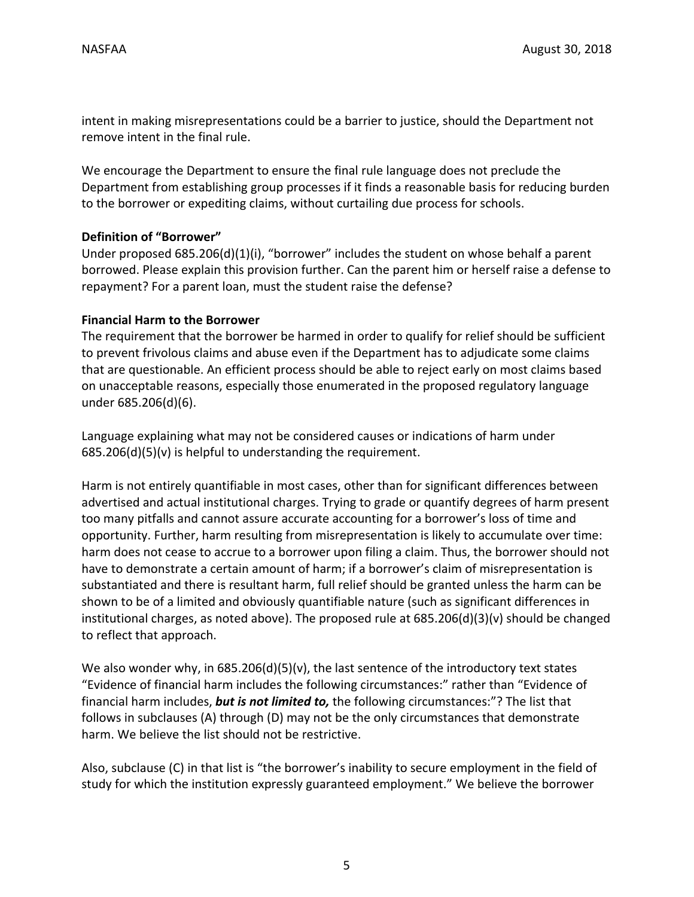intent in making misrepresentations could be a barrier to justice, should the Department not remove intent in the final rule.

We encourage the Department to ensure the final rule language does not preclude the Department from establishing group processes if it finds a reasonable basis for reducing burden to the borrower or expediting claims, without curtailing due process for schools.

**Definition of "Borrower"**

Under proposed 685.206(d)(1)(i), "borrower" includes the student on whose behalf a parent borrowed. Please explain this provision further. Can the parent him or herself raise a defense to repayment? For a parent loan, must the student raise the defense?

**Financial Harm to the Borrower**

The requirement that the borrower be harmed in order to qualify for relief should be sufficient to prevent frivolous claims and abuse even if the Department has to adjudicate some claims that are questionable. An efficient process should be able to reject early on most claims based on unacceptable reasons, especially those enumerated in the proposed regulatory language under 685.206(d)(6).

Language explaining what may not be considered causes or indications of harm under 685.206(d)(5)(v) is helpful to understanding the requirement.

Harm is not entirely quantifiable in most cases, other than for significant differences between advertised and actual institutional charges. Trying to grade or quantify degrees of harm present too many pitfalls and cannot assure accurate accounting for a borrower's loss of time and opportunity. Further, harm resulting from misrepresentation is likely to accumulate over time: harm does not cease to accrue to a borrower upon filing a claim. Thus, the borrower should not have to demonstrate a certain amount of harm; if a borrower's claim of misrepresentation is substantiated and there is resultant harm, full relief should be granted unless the harm can be shown to be of a limited and obviously quantifiable nature (such as significant differences in institutional charges, as noted above). The proposed rule at 685.206(d)(3)(v) should be changed to reflect that approach.

We also wonder why, in 685.206(d)(5)(v), the last sentence of the introductory text states "Evidence of financial harm includes the following circumstances:" rather than "Evidence of financial harm includes, ***but is not limited to,*** the following circumstances:"? The list that follows in subclauses (A) through (D) may not be the only circumstances that demonstrate harm. We believe the list should not be restrictive.

Also, subclause (C) in that list is "the borrower's inability to secure employment in the field of study for which the institution expressly guaranteed employment." We believe the borrower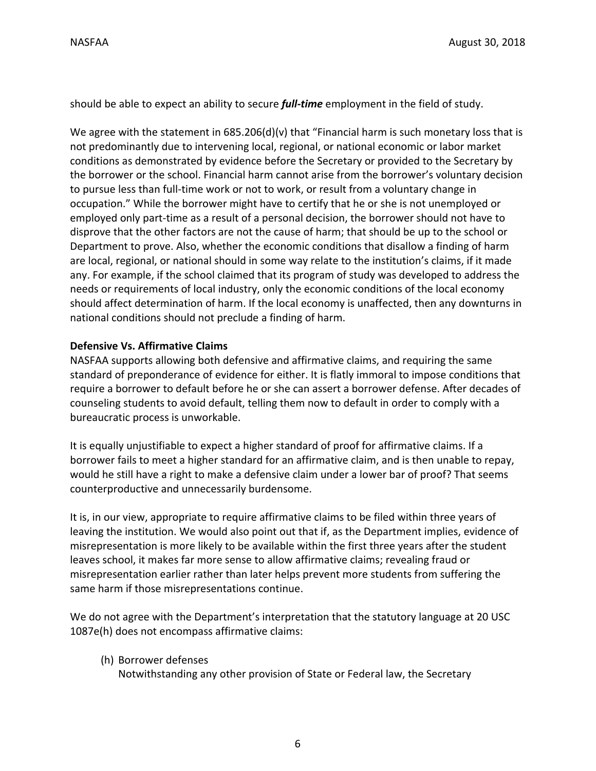should be able to expect an ability to secure ***full-time*** employment in the field of study.

We agree with the statement in 685.206(d)(v) that "Financial harm is such monetary loss that is not predominantly due to intervening local, regional, or national economic or labor market conditions as demonstrated by evidence before the Secretary or provided to the Secretary by the borrower or the school. Financial harm cannot arise from the borrower's voluntary decision to pursue less than full-time work or not to work, or result from a voluntary change in occupation." While the borrower might have to certify that he or she is not unemployed or employed only part-time as a result of a personal decision, the borrower should not have to disprove that the other factors are not the cause of harm; that should be up to the school or Department to prove. Also, whether the economic conditions that disallow a finding of harm are local, regional, or national should in some way relate to the institution's claims, if it made any. For example, if the school claimed that its program of study was developed to address the needs or requirements of local industry, only the economic conditions of the local economy should affect determination of harm. If the local economy is unaffected, then any downturns in national conditions should not preclude a finding of harm.

**Defensive Vs. Affirmative Claims**

NASFAA supports allowing both defensive and affirmative claims, and requiring the same standard of preponderance of evidence for either. It is flatly immoral to impose conditions that require a borrower to default before he or she can assert a borrower defense. After decades of counseling students to avoid default, telling them now to default in order to comply with a bureaucratic process is unworkable.

It is equally unjustifiable to expect a higher standard of proof for affirmative claims. If a borrower fails to meet a higher standard for an affirmative claim, and is then unable to repay, would he still have a right to make a defensive claim under a lower bar of proof? That seems counterproductive and unnecessarily burdensome.

It is, in our view, appropriate to require affirmative claims to be filed within three years of leaving the institution. We would also point out that if, as the Department implies, evidence of misrepresentation is more likely to be available within the first three years after the student leaves school, it makes far more sense to allow affirmative claims; revealing fraud or misrepresentation earlier rather than later helps prevent more students from suffering the same harm if those misrepresentations continue.

We do not agree with the Department's interpretation that the statutory language at 20 USC 1087e(h) does not encompass affirmative claims:

> (h) Borrower defenses
> Notwithstanding any other provision of State or Federal law, the Secretary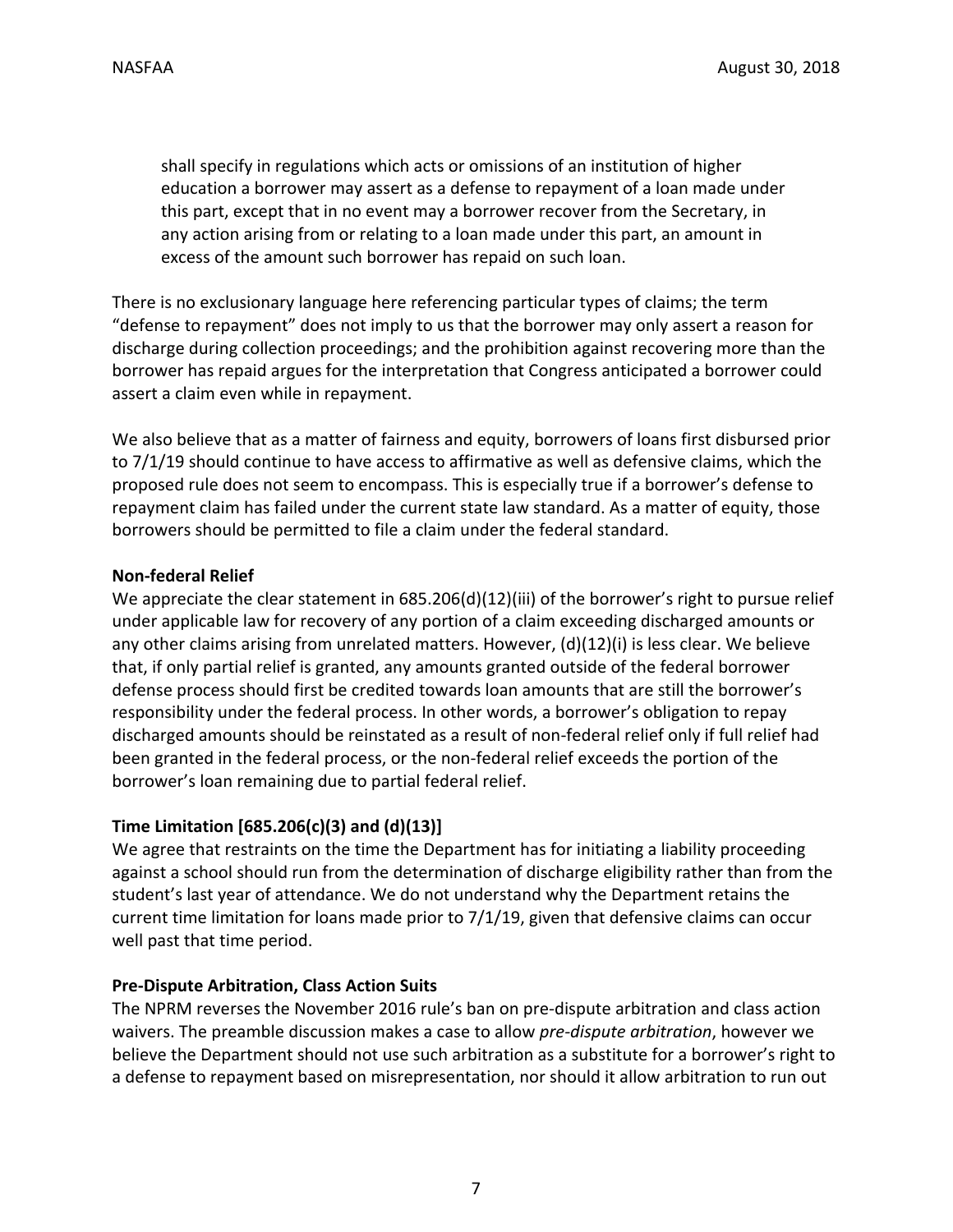> shall specify in regulations which acts or omissions of an institution of higher education a borrower may assert as a defense to repayment of a loan made under this part, except that in no event may a borrower recover from the Secretary, in any action arising from or relating to a loan made under this part, an amount in excess of the amount such borrower has repaid on such loan.

There is no exclusionary language here referencing particular types of claims; the term "defense to repayment" does not imply to us that the borrower may only assert a reason for discharge during collection proceedings; and the prohibition against recovering more than the borrower has repaid argues for the interpretation that Congress anticipated a borrower could assert a claim even while in repayment.

We also believe that as a matter of fairness and equity, borrowers of loans first disbursed prior to 7/1/19 should continue to have access to affirmative as well as defensive claims, which the proposed rule does not seem to encompass. This is especially true if a borrower's defense to repayment claim has failed under the current state law standard. As a matter of equity, those borrowers should be permitted to file a claim under the federal standard.

**Non-federal Relief**

We appreciate the clear statement in 685.206(d)(12)(iii) of the borrower's right to pursue relief under applicable law for recovery of any portion of a claim exceeding discharged amounts or any other claims arising from unrelated matters. However, (d)(12)(i) is less clear. We believe that, if only partial relief is granted, any amounts granted outside of the federal borrower defense process should first be credited towards loan amounts that are still the borrower's responsibility under the federal process. In other words, a borrower's obligation to repay discharged amounts should be reinstated as a result of non-federal relief only if full relief had been granted in the federal process, or the non-federal relief exceeds the portion of the borrower's loan remaining due to partial federal relief.

**Time Limitation [685.206(c)(3) and (d)(13)]**

We agree that restraints on the time the Department has for initiating a liability proceeding against a school should run from the determination of discharge eligibility rather than from the student's last year of attendance. We do not understand why the Department retains the current time limitation for loans made prior to 7/1/19, given that defensive claims can occur well past that time period.

**Pre-Dispute Arbitration, Class Action Suits**

The NPRM reverses the November 2016 rule's ban on pre-dispute arbitration and class action waivers. The preamble discussion makes a case to allow *pre-dispute arbitration*, however we believe the Department should not use such arbitration as a substitute for a borrower's right to a defense to repayment based on misrepresentation, nor should it allow arbitration to run out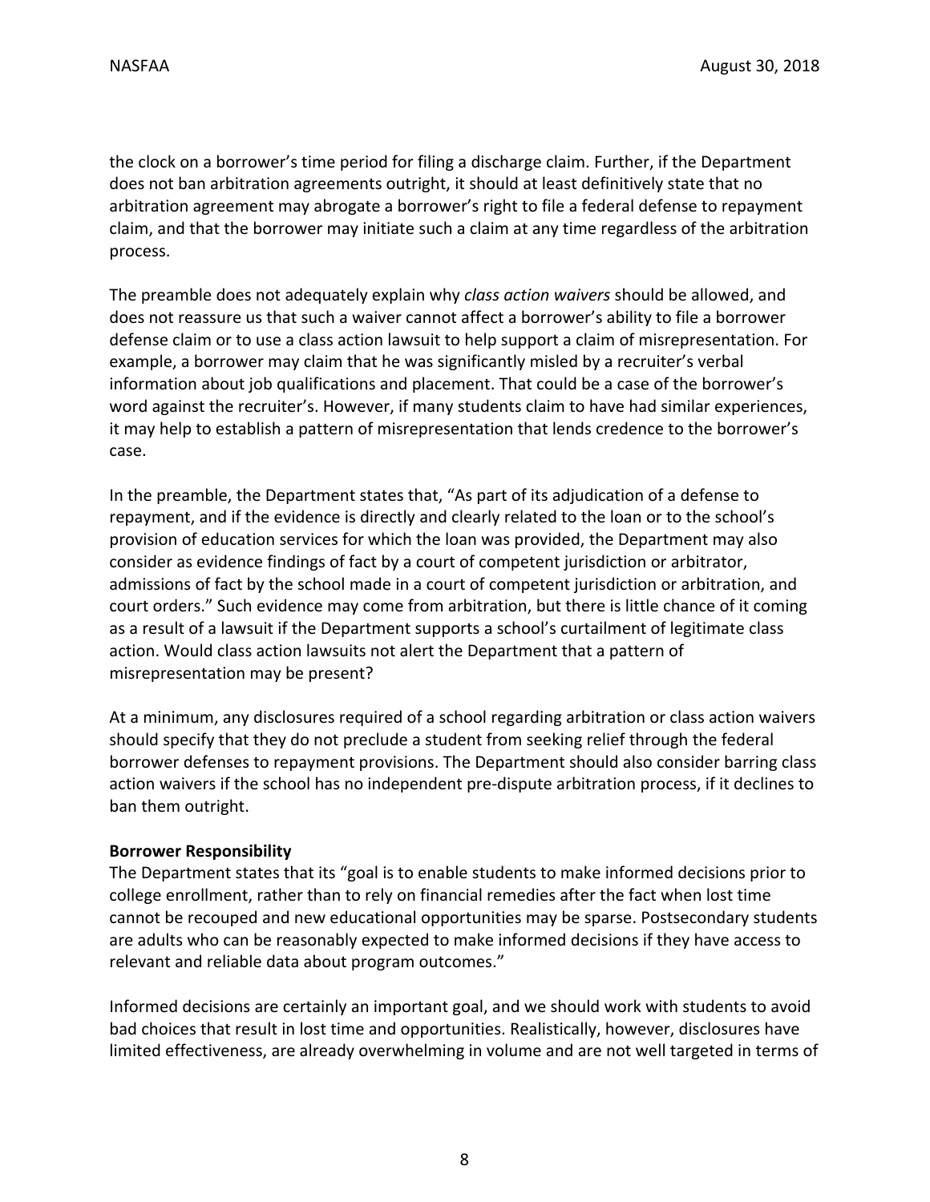the clock on a borrower's time period for filing a discharge claim. Further, if the Department does not ban arbitration agreements outright, it should at least definitively state that no arbitration agreement may abrogate a borrower's right to file a federal defense to repayment claim, and that the borrower may initiate such a claim at any time regardless of the arbitration process.

The preamble does not adequately explain why *class action waivers* should be allowed, and does not reassure us that such a waiver cannot affect a borrower's ability to file a borrower defense claim or to use a class action lawsuit to help support a claim of misrepresentation. For example, a borrower may claim that he was significantly misled by a recruiter's verbal information about job qualifications and placement. That could be a case of the borrower's word against the recruiter's. However, if many students claim to have had similar experiences, it may help to establish a pattern of misrepresentation that lends credence to the borrower's case.

In the preamble, the Department states that, "As part of its adjudication of a defense to repayment, and if the evidence is directly and clearly related to the loan or to the school's provision of education services for which the loan was provided, the Department may also consider as evidence findings of fact by a court of competent jurisdiction or arbitrator, admissions of fact by the school made in a court of competent jurisdiction or arbitration, and court orders." Such evidence may come from arbitration, but there is little chance of it coming as a result of a lawsuit if the Department supports a school's curtailment of legitimate class action. Would class action lawsuits not alert the Department that a pattern of misrepresentation may be present?

At a minimum, any disclosures required of a school regarding arbitration or class action waivers should specify that they do not preclude a student from seeking relief through the federal borrower defenses to repayment provisions. The Department should also consider barring class action waivers if the school has no independent pre-dispute arbitration process, if it declines to ban them outright.

**Borrower Responsibility**

The Department states that its "goal is to enable students to make informed decisions prior to college enrollment, rather than to rely on financial remedies after the fact when lost time cannot be recouped and new educational opportunities may be sparse. Postsecondary students are adults who can be reasonably expected to make informed decisions if they have access to relevant and reliable data about program outcomes."

Informed decisions are certainly an important goal, and we should work with students to avoid bad choices that result in lost time and opportunities. Realistically, however, disclosures have limited effectiveness, are already overwhelming in volume and are not well targeted in terms of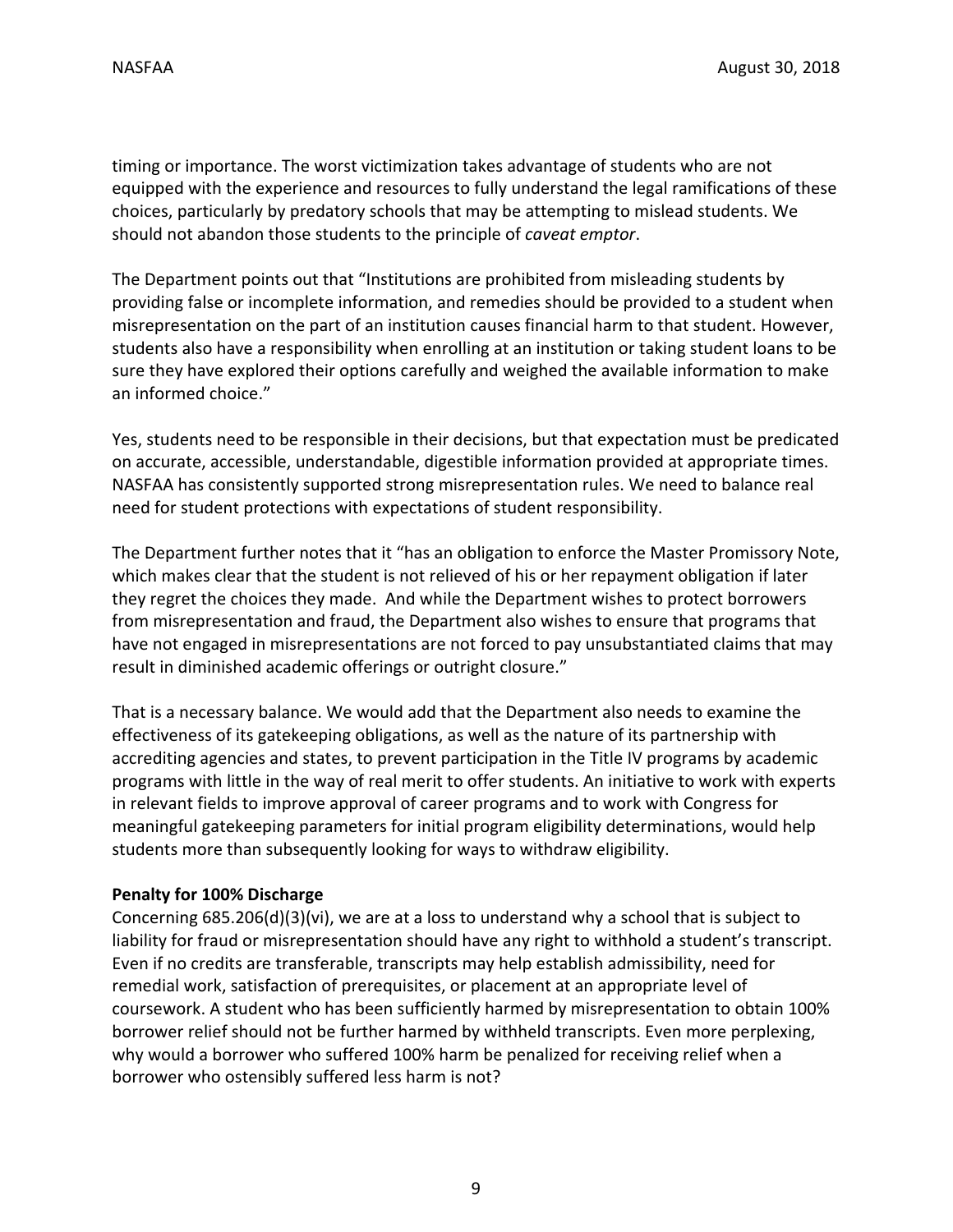timing or importance. The worst victimization takes advantage of students who are not equipped with the experience and resources to fully understand the legal ramifications of these choices, particularly by predatory schools that may be attempting to mislead students. We should not abandon those students to the principle of *caveat emptor*.

The Department points out that "Institutions are prohibited from misleading students by providing false or incomplete information, and remedies should be provided to a student when misrepresentation on the part of an institution causes financial harm to that student. However, students also have a responsibility when enrolling at an institution or taking student loans to be sure they have explored their options carefully and weighed the available information to make an informed choice."

Yes, students need to be responsible in their decisions, but that expectation must be predicated on accurate, accessible, understandable, digestible information provided at appropriate times. NASFAA has consistently supported strong misrepresentation rules. We need to balance real need for student protections with expectations of student responsibility.

The Department further notes that it "has an obligation to enforce the Master Promissory Note, which makes clear that the student is not relieved of his or her repayment obligation if later they regret the choices they made. And while the Department wishes to protect borrowers from misrepresentation and fraud, the Department also wishes to ensure that programs that have not engaged in misrepresentations are not forced to pay unsubstantiated claims that may result in diminished academic offerings or outright closure."

That is a necessary balance. We would add that the Department also needs to examine the effectiveness of its gatekeeping obligations, as well as the nature of its partnership with accrediting agencies and states, to prevent participation in the Title IV programs by academic programs with little in the way of real merit to offer students. An initiative to work with experts in relevant fields to improve approval of career programs and to work with Congress for meaningful gatekeeping parameters for initial program eligibility determinations, would help students more than subsequently looking for ways to withdraw eligibility.

**Penalty for 100% Discharge**

Concerning 685.206(d)(3)(vi), we are at a loss to understand why a school that is subject to liability for fraud or misrepresentation should have any right to withhold a student's transcript. Even if no credits are transferable, transcripts may help establish admissibility, need for remedial work, satisfaction of prerequisites, or placement at an appropriate level of coursework. A student who has been sufficiently harmed by misrepresentation to obtain 100% borrower relief should not be further harmed by withheld transcripts. Even more perplexing, why would a borrower who suffered 100% harm be penalized for receiving relief when a borrower who ostensibly suffered less harm is not?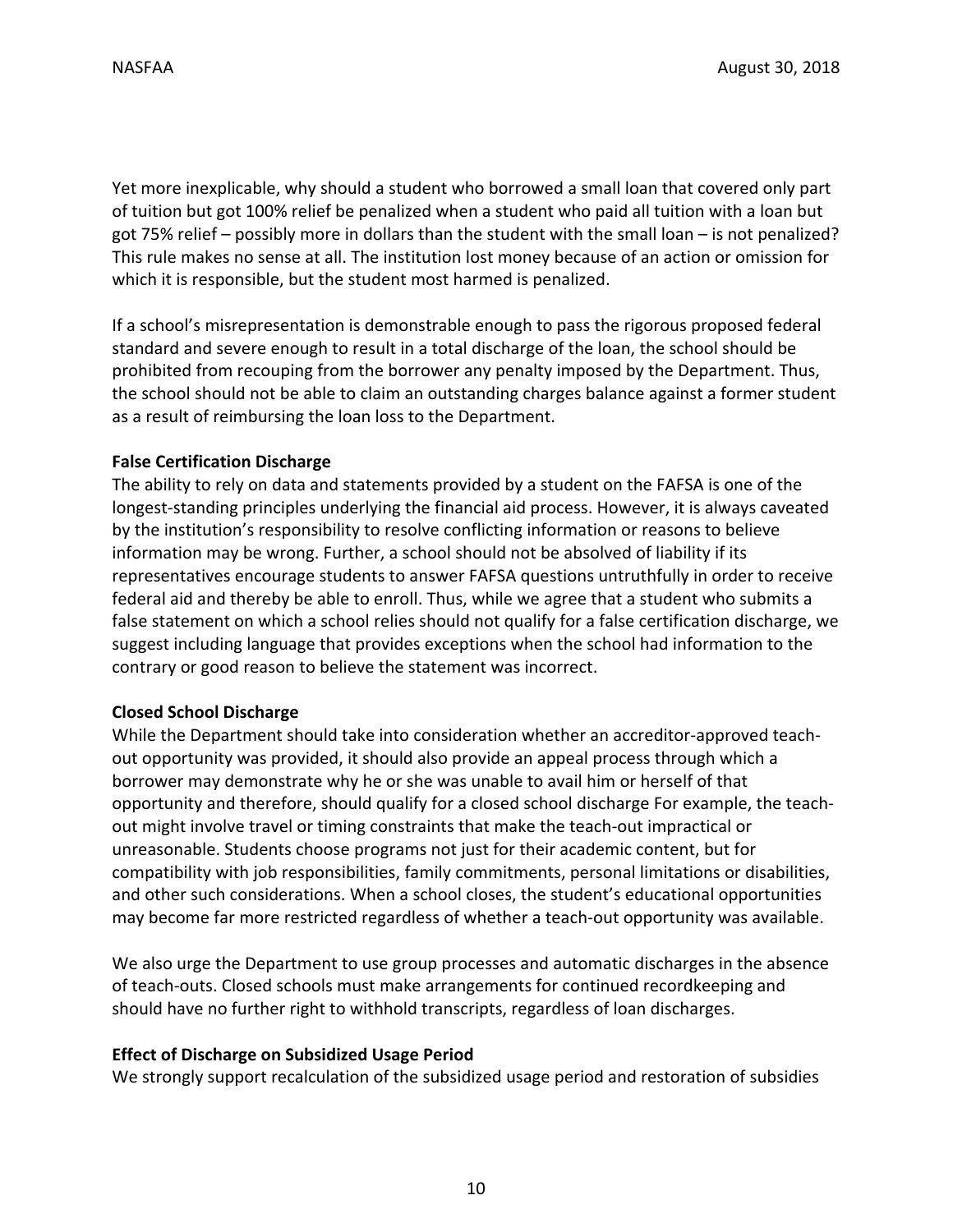Yet more inexplicable, why should a student who borrowed a small loan that covered only part of tuition but got 100% relief be penalized when a student who paid all tuition with a loan but got 75% relief – possibly more in dollars than the student with the small loan – is not penalized? This rule makes no sense at all. The institution lost money because of an action or omission for which it is responsible, but the student most harmed is penalized.

If a school's misrepresentation is demonstrable enough to pass the rigorous proposed federal standard and severe enough to result in a total discharge of the loan, the school should be prohibited from recouping from the borrower any penalty imposed by the Department. Thus, the school should not be able to claim an outstanding charges balance against a former student as a result of reimbursing the loan loss to the Department.

**False Certification Discharge**

The ability to rely on data and statements provided by a student on the FAFSA is one of the longest-standing principles underlying the financial aid process. However, it is always caveated by the institution's responsibility to resolve conflicting information or reasons to believe information may be wrong. Further, a school should not be absolved of liability if its representatives encourage students to answer FAFSA questions untruthfully in order to receive federal aid and thereby be able to enroll. Thus, while we agree that a student who submits a false statement on which a school relies should not qualify for a false certification discharge, we suggest including language that provides exceptions when the school had information to the contrary or good reason to believe the statement was incorrect.

**Closed School Discharge**

While the Department should take into consideration whether an accreditor-approved teach-out opportunity was provided, it should also provide an appeal process through which a borrower may demonstrate why he or she was unable to avail him or herself of that opportunity and therefore, should qualify for a closed school discharge For example, the teach-out might involve travel or timing constraints that make the teach-out impractical or unreasonable. Students choose programs not just for their academic content, but for compatibility with job responsibilities, family commitments, personal limitations or disabilities, and other such considerations. When a school closes, the student's educational opportunities may become far more restricted regardless of whether a teach-out opportunity was available.

We also urge the Department to use group processes and automatic discharges in the absence of teach-outs. Closed schools must make arrangements for continued recordkeeping and should have no further right to withhold transcripts, regardless of loan discharges.

**Effect of Discharge on Subsidized Usage Period**

We strongly support recalculation of the subsidized usage period and restoration of subsidies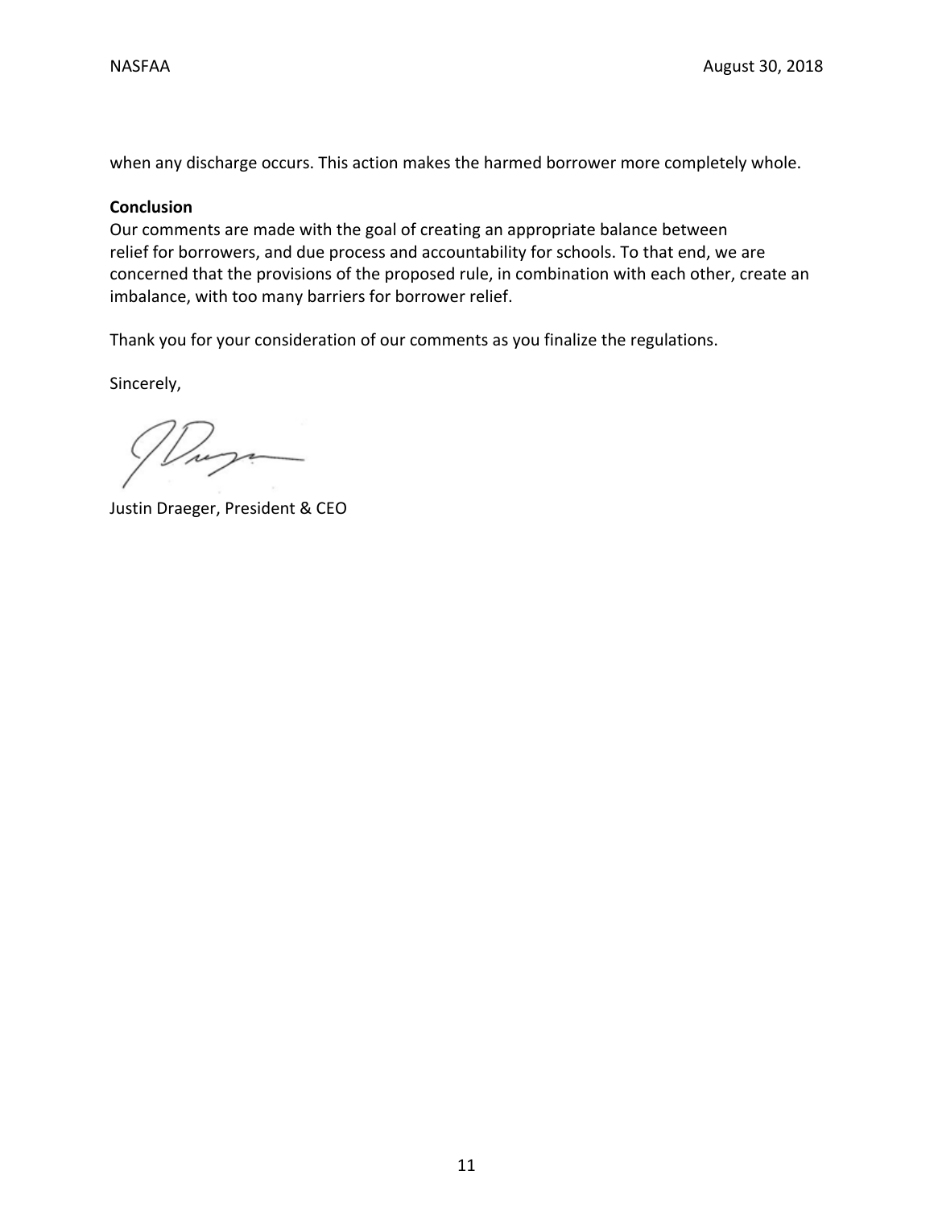when any discharge occurs. This action makes the harmed borrower more completely whole.

**Conclusion**

Our comments are made with the goal of creating an appropriate balance between relief for borrowers, and due process and accountability for schools. To that end, we are concerned that the provisions of the proposed rule, in combination with each other, create an imbalance, with too many barriers for borrower relief.

Thank you for your consideration of our comments as you finalize the regulations.

Sincerely,

Justin Draeger, President & CEO